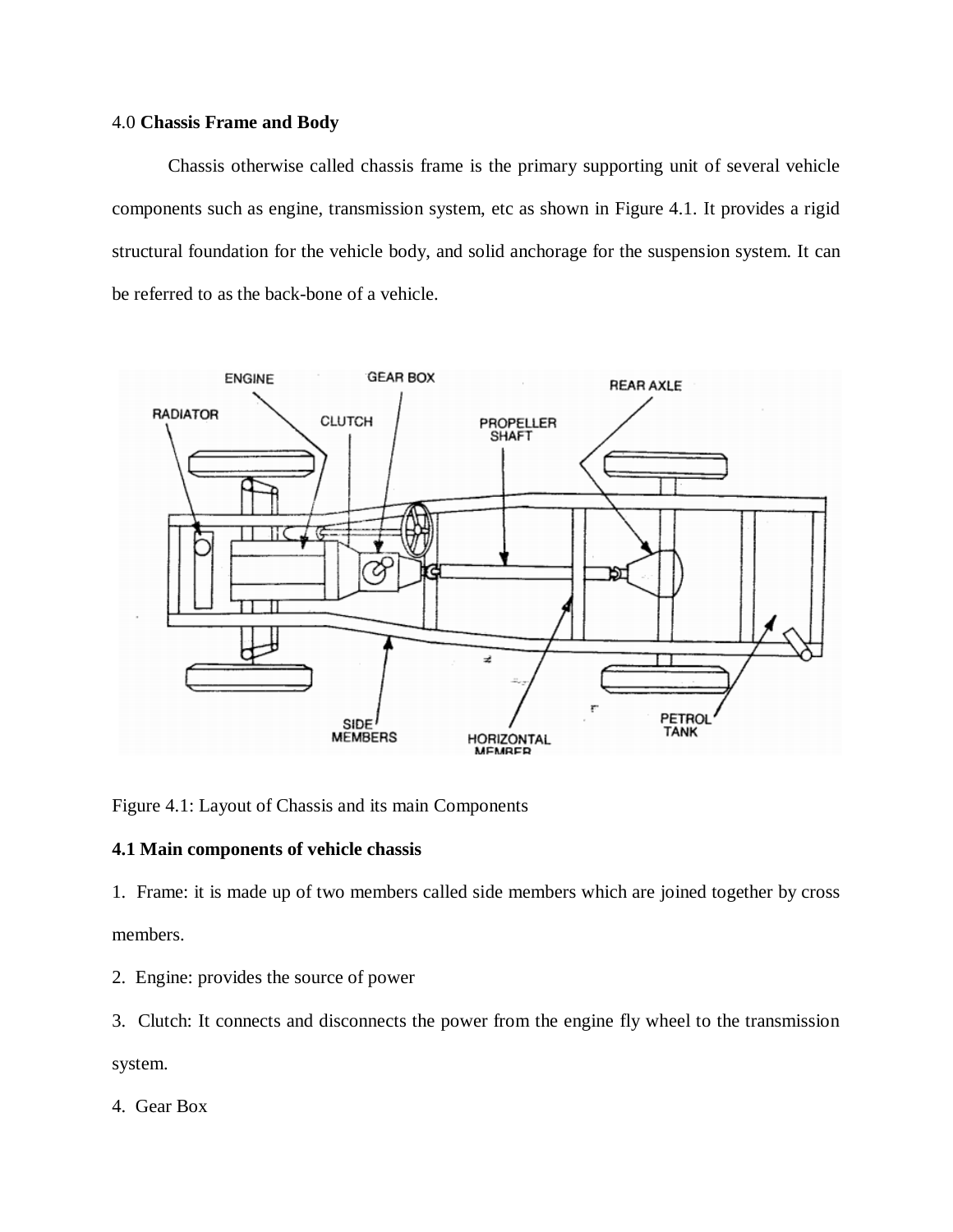4.0 **Chassis Frame and Body**

Chassis otherwise called chassis frame is the primary supporting unit of several vehicle components such as engine, transmission system, etc as shown in Figure 4.1. It provides a rigid structural foundation for the vehicle body, and solid anchorage for the suspension system. It can be referred to as the back-bone of a vehicle.

Figure 4.1: Layout of Chassis and its main Components

**4.1 Main components of vehicle chassis**

1. Frame: it is made up of two members called side members which are joined together by cross members.
2. Engine: provides the source of power
3. Clutch: It connects and disconnects the power from the engine fly wheel to the transmission system.
4. Gear Box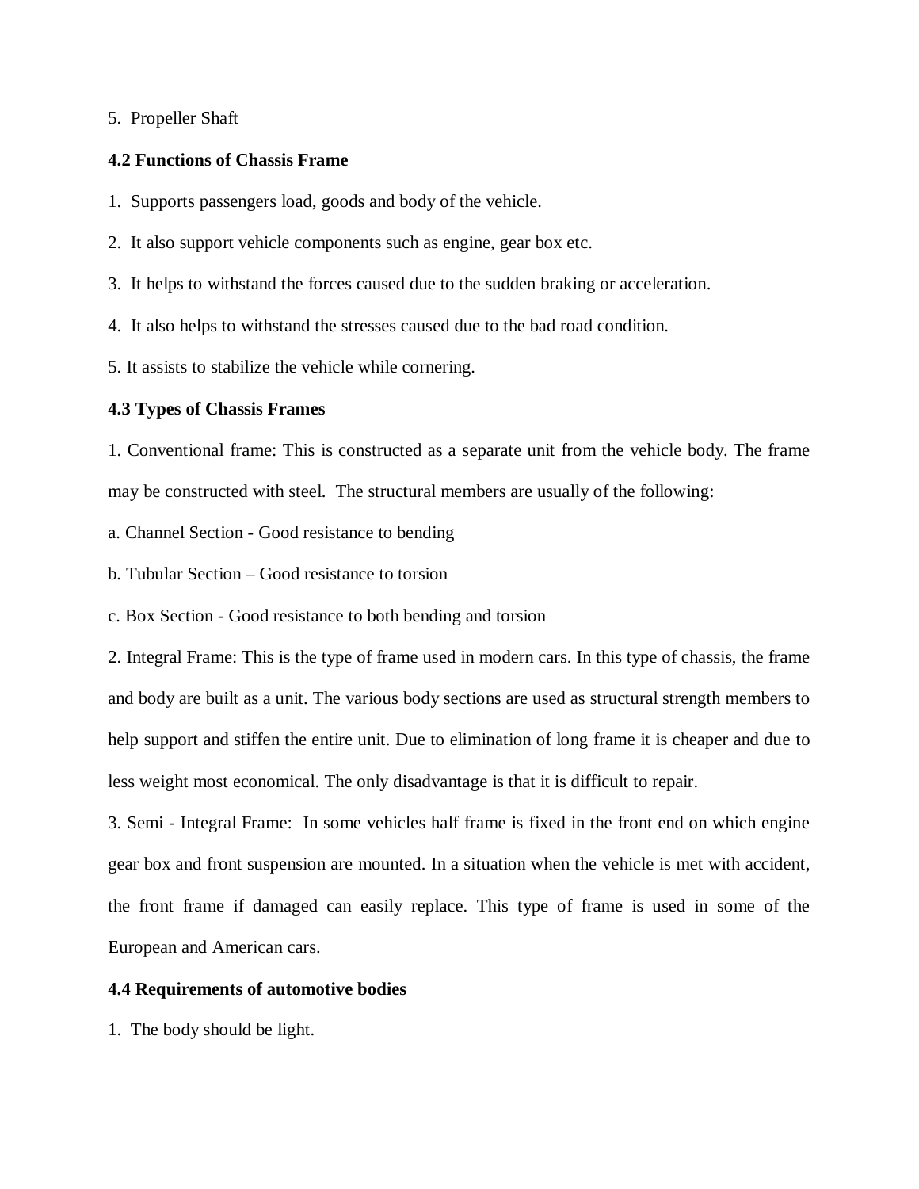5. Propeller Shaft

### 4.2 Functions of Chassis Frame

1. Supports passengers load, goods and body of the vehicle.
2. It also support vehicle components such as engine, gear box etc.
3. It helps to withstand the forces caused due to the sudden braking or acceleration.
4. It also helps to withstand the stresses caused due to the bad road condition.
5. It assists to stabilize the vehicle while cornering.

### 4.3 Types of Chassis Frames

1. Conventional frame: This is constructed as a separate unit from the vehicle body. The frame may be constructed with steel. The structural members are usually of the following:

a. Channel Section - Good resistance to bending

b. Tubular Section – Good resistance to torsion

c. Box Section - Good resistance to both bending and torsion

2. Integral Frame: This is the type of frame used in modern cars. In this type of chassis, the frame and body are built as a unit. The various body sections are used as structural strength members to help support and stiffen the entire unit. Due to elimination of long frame it is cheaper and due to less weight most economical. The only disadvantage is that it is difficult to repair.

3. Semi - Integral Frame: In some vehicles half frame is fixed in the front end on which engine gear box and front suspension are mounted. In a situation when the vehicle is met with accident, the front frame if damaged can easily replace. This type of frame is used in some of the European and American cars.

### 4.4 Requirements of automotive bodies

1. The body should be light.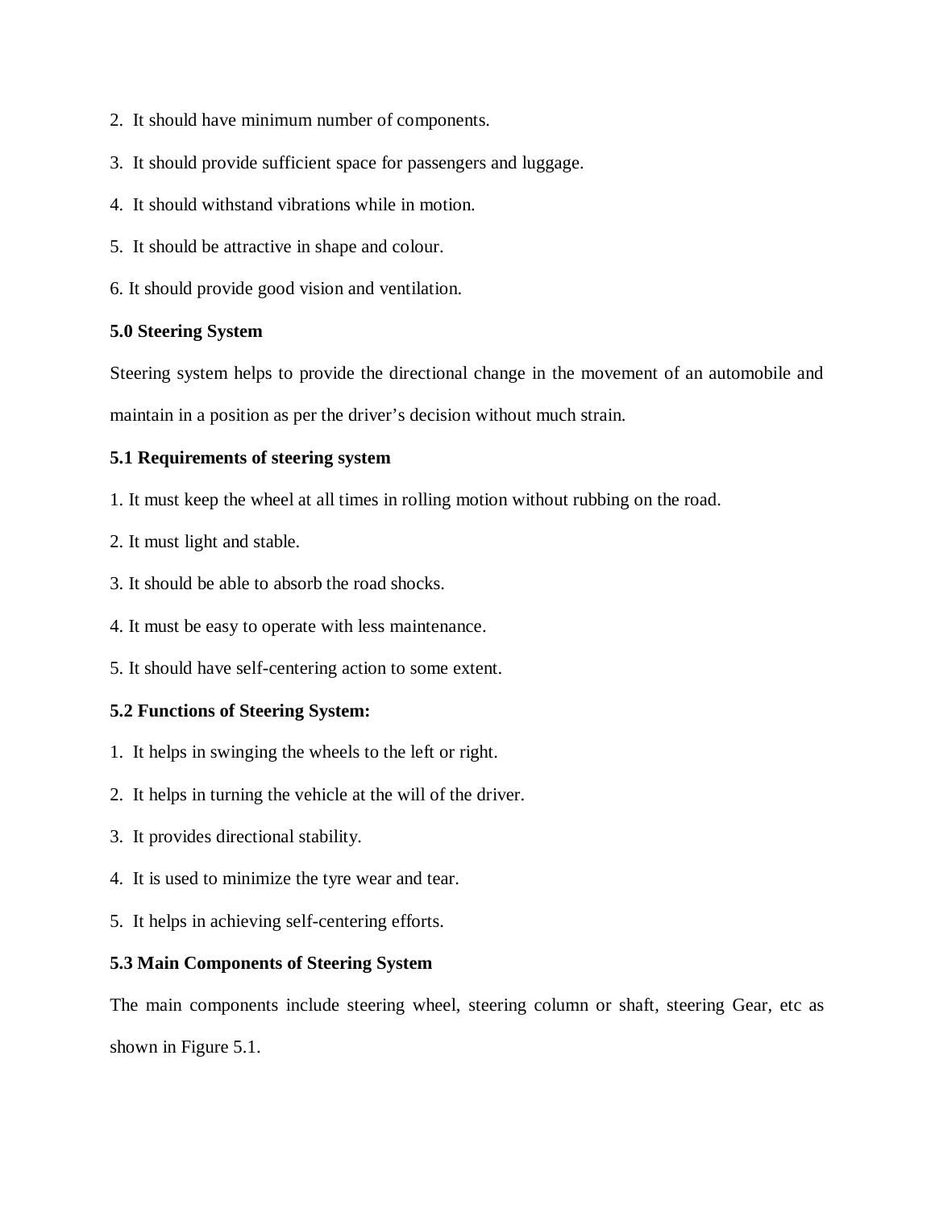2. It should have minimum number of components.

3. It should provide sufficient space for passengers and luggage.

4. It should withstand vibrations while in motion.

5. It should be attractive in shape and colour.

6. It should provide good vision and ventilation.

**5.0 Steering System**

Steering system helps to provide the directional change in the movement of an automobile and maintain in a position as per the driver's decision without much strain.

**5.1 Requirements of steering system**

1. It must keep the wheel at all times in rolling motion without rubbing on the road.

2. It must light and stable.

3. It should be able to absorb the road shocks.

4. It must be easy to operate with less maintenance.

5. It should have self-centering action to some extent.

**5.2 Functions of Steering System:**

1. It helps in swinging the wheels to the left or right.

2. It helps in turning the vehicle at the will of the driver.

3. It provides directional stability.

4. It is used to minimize the tyre wear and tear.

5. It helps in achieving self-centering efforts.

**5.3 Main Components of Steering System**

The main components include steering wheel, steering column or shaft, steering Gear, etc as shown in Figure 5.1.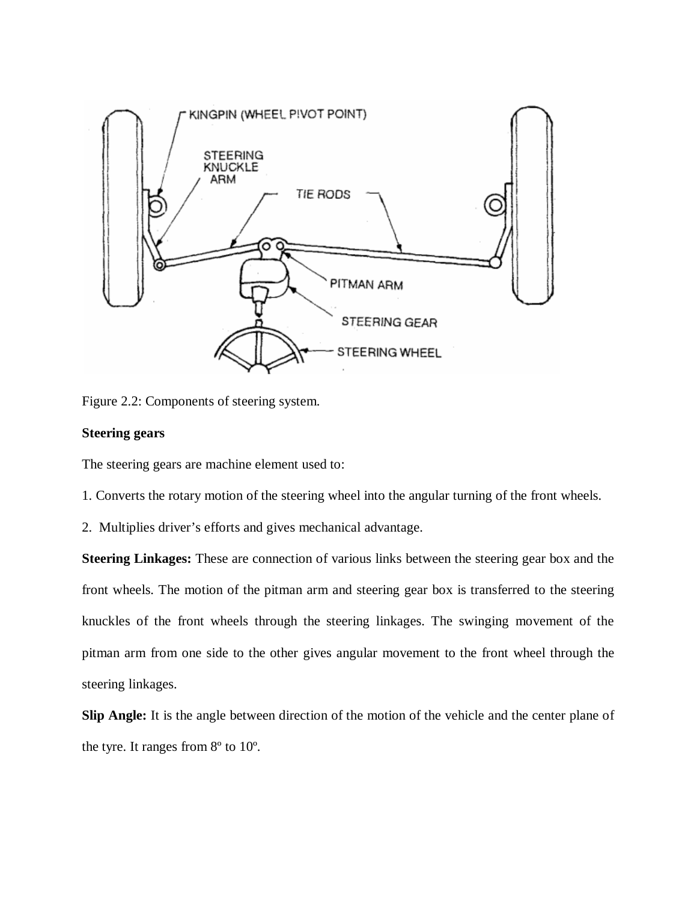Figure 2.2: Components of steering system.

**Steering gears**

The steering gears are machine element used to:

1. Converts the rotary motion of the steering wheel into the angular turning of the front wheels.

2. Multiplies driver's efforts and gives mechanical advantage.

**Steering Linkages:** These are connection of various links between the steering gear box and the front wheels. The motion of the pitman arm and steering gear box is transferred to the steering knuckles of the front wheels through the steering linkages. The swinging movement of the pitman arm from one side to the other gives angular movement to the front wheel through the steering linkages.

**Slip Angle:** It is the angle between direction of the motion of the vehicle and the center plane of the tyre. It ranges from 8º to 10º.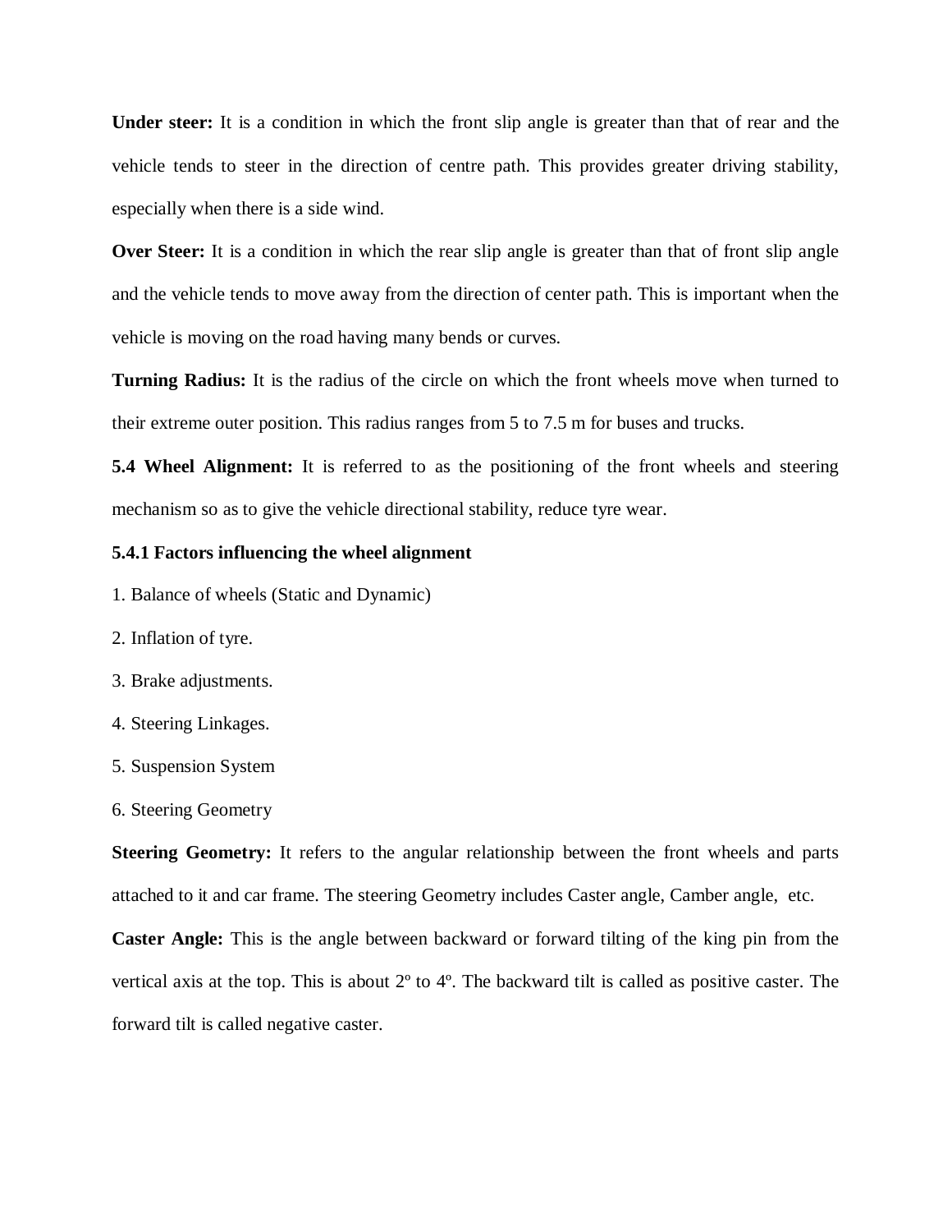**Under steer:** It is a condition in which the front slip angle is greater than that of rear and the vehicle tends to steer in the direction of centre path. This provides greater driving stability, especially when there is a side wind.

**Over Steer:** It is a condition in which the rear slip angle is greater than that of front slip angle and the vehicle tends to move away from the direction of center path. This is important when the vehicle is moving on the road having many bends or curves.

**Turning Radius:** It is the radius of the circle on which the front wheels move when turned to their extreme outer position. This radius ranges from 5 to 7.5 m for buses and trucks.

**5.4 Wheel Alignment:** It is referred to as the positioning of the front wheels and steering mechanism so as to give the vehicle directional stability, reduce tyre wear.

**5.4.1 Factors influencing the wheel alignment**

1. Balance of wheels (Static and Dynamic)
2. Inflation of tyre.
3. Brake adjustments.
4. Steering Linkages.
5. Suspension System
6. Steering Geometry

**Steering Geometry:** It refers to the angular relationship between the front wheels and parts attached to it and car frame. The steering Geometry includes Caster angle, Camber angle, etc.

**Caster Angle:** This is the angle between backward or forward tilting of the king pin from the vertical axis at the top. This is about 2º to 4º. The backward tilt is called as positive caster. The forward tilt is called negative caster.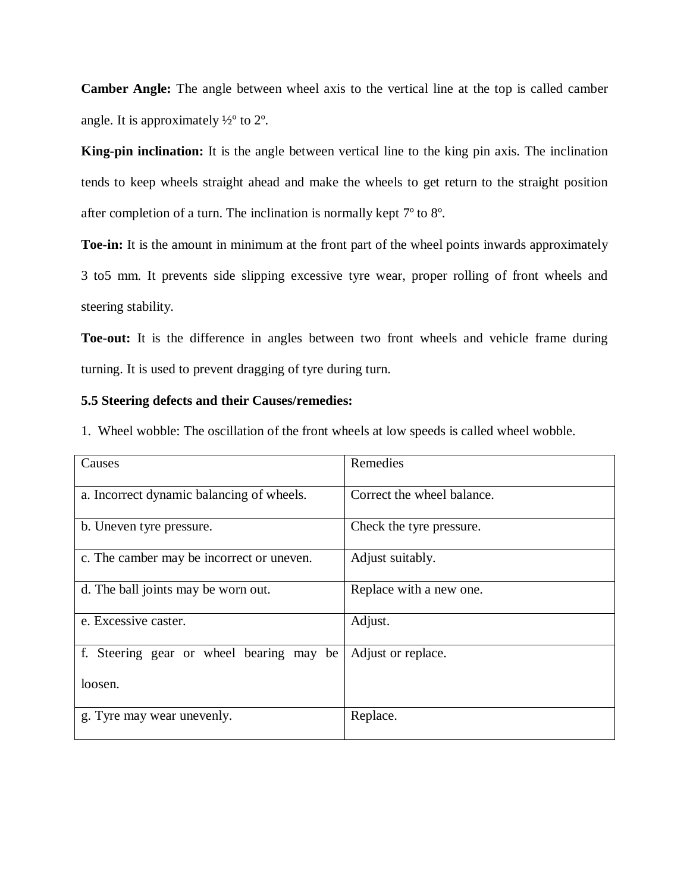**Camber Angle:** The angle between wheel axis to the vertical line at the top is called camber angle. It is approximately ½º to 2º.

**King-pin inclination:** It is the angle between vertical line to the king pin axis. The inclination tends to keep wheels straight ahead and make the wheels to get return to the straight position after completion of a turn. The inclination is normally kept 7º to 8º.

**Toe-in:** It is the amount in minimum at the front part of the wheel points inwards approximately 3 to5 mm. It prevents side slipping excessive tyre wear, proper rolling of front wheels and steering stability.

**Toe-out:** It is the difference in angles between two front wheels and vehicle frame during turning. It is used to prevent dragging of tyre during turn.

**5.5 Steering defects and their Causes/remedies:**

1. Wheel wobble: The oscillation of the front wheels at low speeds is called wheel wobble.

| Causes | Remedies |
|---|---|
| a. Incorrect dynamic balancing of wheels. | Correct the wheel balance. |
| b. Uneven tyre pressure. | Check the tyre pressure. |
| c. The camber may be incorrect or uneven. | Adjust suitably. |
| d. The ball joints may be worn out. | Replace with a new one. |
| e. Excessive caster. | Adjust. |
| f. Steering gear or wheel bearing may be loosen. | Adjust or replace. |
| g. Tyre may wear unevenly. | Replace. |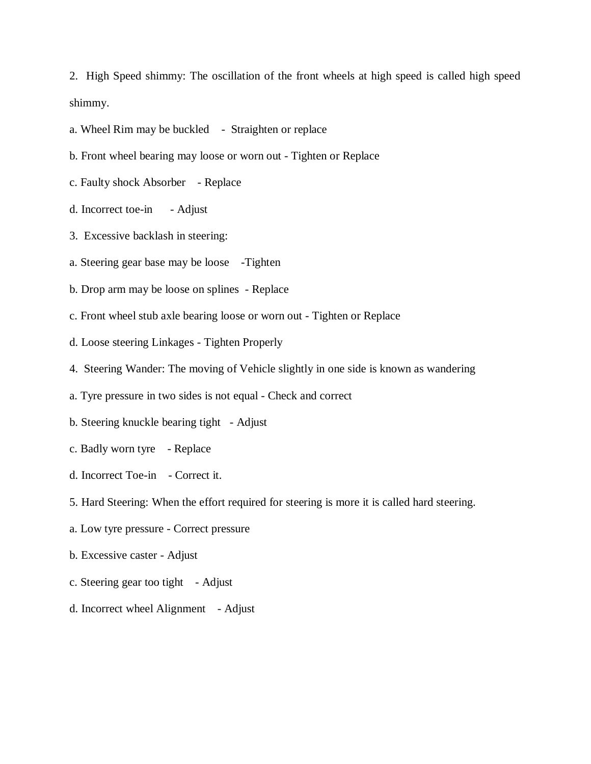2. High Speed shimmy: The oscillation of the front wheels at high speed is called high speed shimmy.

a. Wheel Rim may be buckled - Straighten or replace

b. Front wheel bearing may loose or worn out - Tighten or Replace

c. Faulty shock Absorber - Replace

d. Incorrect toe-in - Adjust

3. Excessive backlash in steering:

a. Steering gear base may be loose -Tighten

b. Drop arm may be loose on splines - Replace

c. Front wheel stub axle bearing loose or worn out - Tighten or Replace

d. Loose steering Linkages - Tighten Properly

4. Steering Wander: The moving of Vehicle slightly in one side is known as wandering

a. Tyre pressure in two sides is not equal - Check and correct

b. Steering knuckle bearing tight - Adjust

c. Badly worn tyre - Replace

d. Incorrect Toe-in - Correct it.

5. Hard Steering: When the effort required for steering is more it is called hard steering.

a. Low tyre pressure - Correct pressure

b. Excessive caster - Adjust

c. Steering gear too tight - Adjust

d. Incorrect wheel Alignment - Adjust